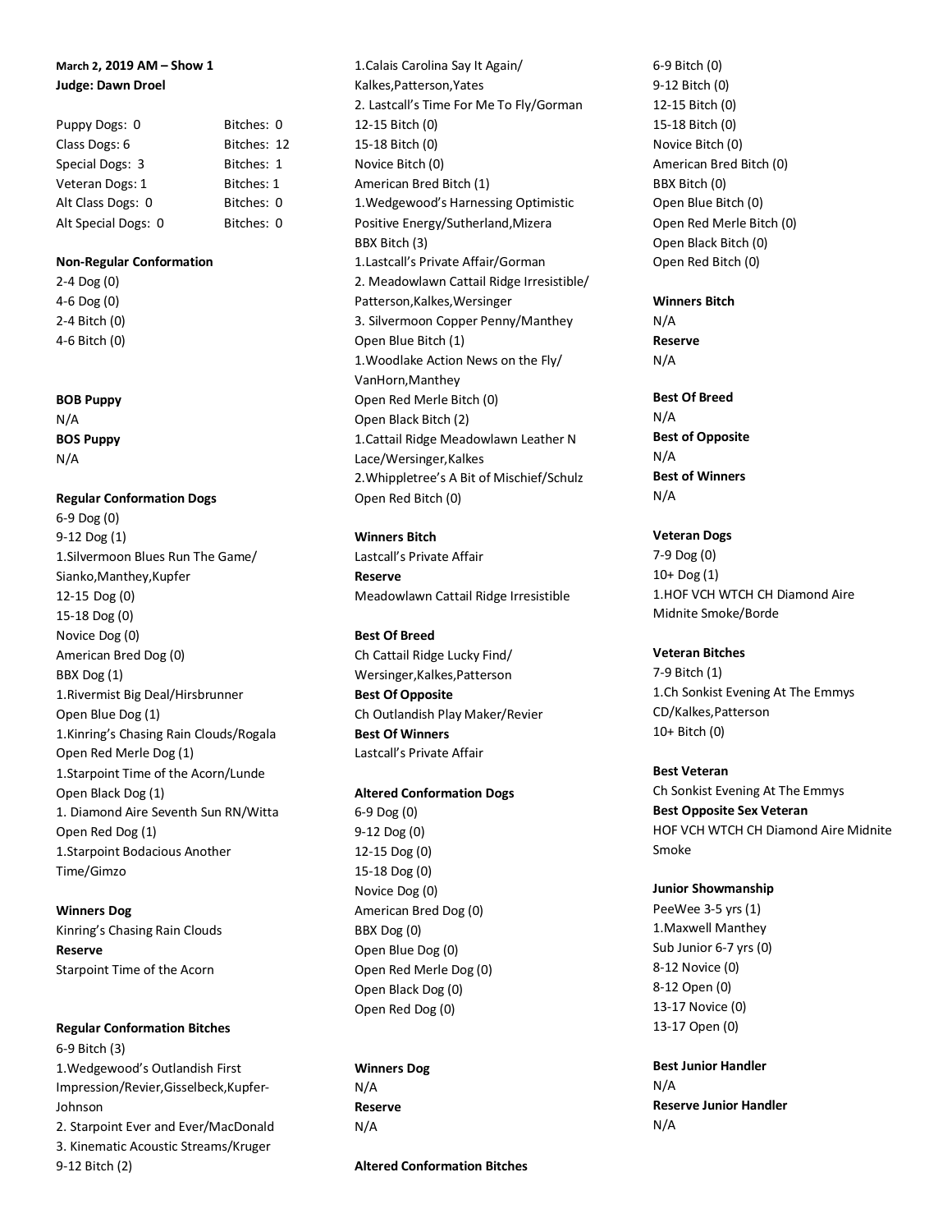**March 2, 2019 AM – Show 1**
**Judge: Dawn Droel**

| | |
|---|---|
| Puppy Dogs: 0 | Bitches: 0 |
| Class Dogs: 6 | Bitches: 12 |
| Special Dogs: 3 | Bitches: 1 |
| Veteran Dogs: 1 | Bitches: 1 |
| Alt Class Dogs: 0 | Bitches: 0 |
| Alt Special Dogs: 0 | Bitches: 0 |

**Non-Regular Conformation**
2-4 Dog (0)
4-6 Dog (0)
2-4 Bitch (0)
4-6 Bitch (0)

**BOB Puppy**
N/A
**BOS Puppy**
N/A

**Regular Conformation Dogs**
6-9 Dog (0)
9-12 Dog (1)
1.Silvermoon Blues Run The Game/Sianko,Manthey,Kupfer
12-15 Dog (0)
15-18 Dog (0)
Novice Dog (0)
American Bred Dog (0)
BBX Dog (1)
1.Rivermist Big Deal/Hirsbrunner
Open Blue Dog (1)
1.Kinring's Chasing Rain Clouds/Rogala
Open Red Merle Dog (1)
1.Starpoint Time of the Acorn/Lunde
Open Black Dog (1)
1. Diamond Aire Seventh Sun RN/Witta
Open Red Dog (1)
1.Starpoint Bodacious Another Time/Gimzo

**Winners Dog**
Kinring's Chasing Rain Clouds
**Reserve**
Starpoint Time of the Acorn

**Regular Conformation Bitches**
6-9 Bitch (3)
1.Wedgewood's Outlandish First Impression/Revier,Gisselbeck,Kupfer-Johnson
2. Starpoint Ever and Ever/MacDonald
3. Kinematic Acoustic Streams/Kruger
9-12 Bitch (2)
1.Calais Carolina Say It Again/Kalkes,Patterson,Yates
2. Lastcall's Time For Me To Fly/Gorman
12-15 Bitch (0)
15-18 Bitch (0)
Novice Bitch (0)
American Bred Bitch (1)
1.Wedgewood's Harnessing Optimistic Positive Energy/Sutherland,Mizera
BBX Bitch (3)
1.Lastcall's Private Affair/Gorman
2. Meadowlawn Cattail Ridge Irresistible/Patterson,Kalkes,Wersinger
3. Silvermoon Copper Penny/Manthey
Open Blue Bitch (1)
1.Woodlake Action News on the Fly/VanHorn,Manthey
Open Red Merle Bitch (0)
Open Black Bitch (2)
1.Cattail Ridge Meadowlawn Leather N Lace/Wersinger,Kalkes
2.Whippletree's A Bit of Mischief/Schulz
Open Red Bitch (0)

**Winners Bitch**
Lastcall's Private Affair
**Reserve**
Meadowlawn Cattail Ridge Irresistible

**Best Of Breed**
Ch Cattail Ridge Lucky Find/Wersinger,Kalkes,Patterson
**Best Of Opposite**
Ch Outlandish Play Maker/Revier
**Best Of Winners**
Lastcall's Private Affair

**Altered Conformation Dogs**
6-9 Dog (0)
9-12 Dog (0)
12-15 Dog (0)
15-18 Dog (0)
Novice Dog (0)
American Bred Dog (0)
BBX Dog (0)
Open Blue Dog (0)
Open Red Merle Dog (0)
Open Black Dog (0)
Open Red Dog (0)

**Winners Dog**
N/A
**Reserve**
N/A

**Altered Conformation Bitches**
6-9 Bitch (0)
9-12 Bitch (0)
12-15 Bitch (0)
15-18 Bitch (0)
Novice Bitch (0)
American Bred Bitch (0)
BBX Bitch (0)
Open Blue Bitch (0)
Open Red Merle Bitch (0)
Open Black Bitch (0)
Open Red Bitch (0)

**Winners Bitch**
N/A
**Reserve**
N/A

**Best Of Breed**
N/A
**Best of Opposite**
N/A
**Best of Winners**
N/A

**Veteran Dogs**
7-9 Dog (0)
10+ Dog (1)
1.HOF VCH WTCH CH Diamond Aire Midnite Smoke/Borde

**Veteran Bitches**
7-9 Bitch (1)
1.Ch Sonkist Evening At The Emmys CD/Kalkes,Patterson
10+ Bitch (0)

**Best Veteran**
Ch Sonkist Evening At The Emmys
**Best Opposite Sex Veteran**
HOF VCH WTCH CH Diamond Aire Midnite Smoke

**Junior Showmanship**
PeeWee 3-5 yrs (1)
1.Maxwell Manthey
Sub Junior 6-7 yrs (0)
8-12 Novice (0)
8-12 Open (0)
13-17 Novice (0)
13-17 Open (0)

**Best Junior Handler**
N/A
**Reserve Junior Handler**
N/A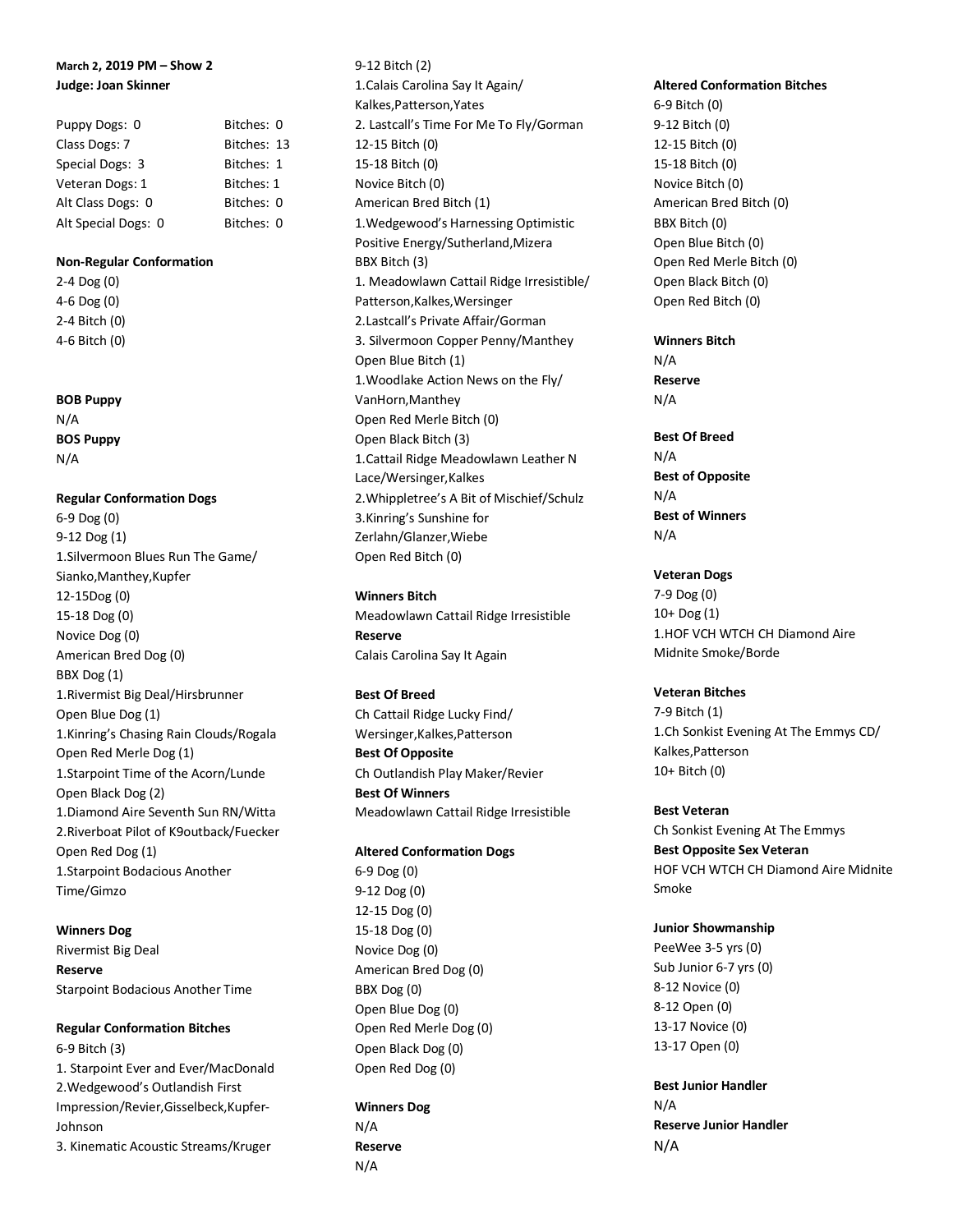**March 2, 2019 PM – Show 2**
**Judge: Joan Skinner**

| | |
|---|---|
| Puppy Dogs: 0 | Bitches: 0 |
| Class Dogs: 7 | Bitches: 13 |
| Special Dogs: 3 | Bitches: 1 |
| Veteran Dogs: 1 | Bitches: 1 |
| Alt Class Dogs: 0 | Bitches: 0 |
| Alt Special Dogs: 0 | Bitches: 0 |

**Non-Regular Conformation**
2-4 Dog (0)
4-6 Dog (0)
2-4 Bitch (0)
4-6 Bitch (0)

**BOB Puppy**
N/A
**BOS Puppy**
N/A

**Regular Conformation Dogs**
6-9 Dog (0)
9-12 Dog (1)
1.Silvermoon Blues Run The Game/ Sianko,Manthey,Kupfer
12-15Dog (0)
15-18 Dog (0)
Novice Dog (0)
American Bred Dog (0)
BBX Dog (1)
1.Rivermist Big Deal/Hirsbrunner
Open Blue Dog (1)
1.Kinring's Chasing Rain Clouds/Rogala
Open Red Merle Dog (1)
1.Starpoint Time of the Acorn/Lunde
Open Black Dog (2)
1.Diamond Aire Seventh Sun RN/Witta
2.Riverboat Pilot of K9outback/Fuecker
Open Red Dog (1)
1.Starpoint Bodacious Another Time/Gimzo

**Winners Dog**
Rivermist Big Deal
**Reserve**
Starpoint Bodacious Another Time

**Regular Conformation Bitches**
6-9 Bitch (3)
1. Starpoint Ever and Ever/MacDonald
2.Wedgewood's Outlandish First Impression/Revier,Gisselbeck,Kupfer-Johnson
3. Kinematic Acoustic Streams/Kruger
9-12 Bitch (2)
1.Calais Carolina Say It Again/ Kalkes,Patterson,Yates
2. Lastcall's Time For Me To Fly/Gorman
12-15 Bitch (0)
15-18 Bitch (0)
Novice Bitch (0)
American Bred Bitch (1)
1.Wedgewood's Harnessing Optimistic Positive Energy/Sutherland,Mizera
BBX Bitch (3)
1. Meadowlawn Cattail Ridge Irresistible/ Patterson,Kalkes,Wersinger
2.Lastcall's Private Affair/Gorman
3. Silvermoon Copper Penny/Manthey
Open Blue Bitch (1)
1.Woodlake Action News on the Fly/ VanHorn,Manthey
Open Red Merle Bitch (0)
Open Black Bitch (3)
1.Cattail Ridge Meadowlawn Leather N Lace/Wersinger,Kalkes
2.Whippletree's A Bit of Mischief/Schulz
3.Kinring's Sunshine for Zerlahn/Glanzer,Wiebe
Open Red Bitch (0)

**Winners Bitch**
Meadowlawn Cattail Ridge Irresistible
**Reserve**
Calais Carolina Say It Again

**Best Of Breed**
Ch Cattail Ridge Lucky Find/ Wersinger,Kalkes,Patterson
**Best Of Opposite**
Ch Outlandish Play Maker/Revier
**Best Of Winners**
Meadowlawn Cattail Ridge Irresistible

**Altered Conformation Dogs**
6-9 Dog (0)
9-12 Dog (0)
12-15 Dog (0)
15-18 Dog (0)
Novice Dog (0)
American Bred Dog (0)
BBX Dog (0)
Open Blue Dog (0)
Open Red Merle Dog (0)
Open Black Dog (0)
Open Red Dog (0)

**Winners Dog**
N/A
**Reserve**
N/A

**Altered Conformation Bitches**
6-9 Bitch (0)
9-12 Bitch (0)
12-15 Bitch (0)
15-18 Bitch (0)
Novice Bitch (0)
American Bred Bitch (0)
BBX Bitch (0)
Open Blue Bitch (0)
Open Red Merle Bitch (0)
Open Black Bitch (0)
Open Red Bitch (0)

**Winners Bitch**
N/A
**Reserve**
N/A

**Best Of Breed**
N/A
**Best of Opposite**
N/A
**Best of Winners**
N/A

**Veteran Dogs**
7-9 Dog (0)
10+ Dog (1)
1.HOF VCH WTCH CH Diamond Aire Midnite Smoke/Borde

**Veteran Bitches**
7-9 Bitch (1)
1.Ch Sonkist Evening At The Emmys CD/ Kalkes,Patterson
10+ Bitch (0)

**Best Veteran**
Ch Sonkist Evening At The Emmys
**Best Opposite Sex Veteran**
HOF VCH WTCH CH Diamond Aire Midnite Smoke

**Junior Showmanship**
PeeWee 3-5 yrs (0)
Sub Junior 6-7 yrs (0)
8-12 Novice (0)
8-12 Open (0)
13-17 Novice (0)
13-17 Open (0)

**Best Junior Handler**
N/A
**Reserve Junior Handler**
N/A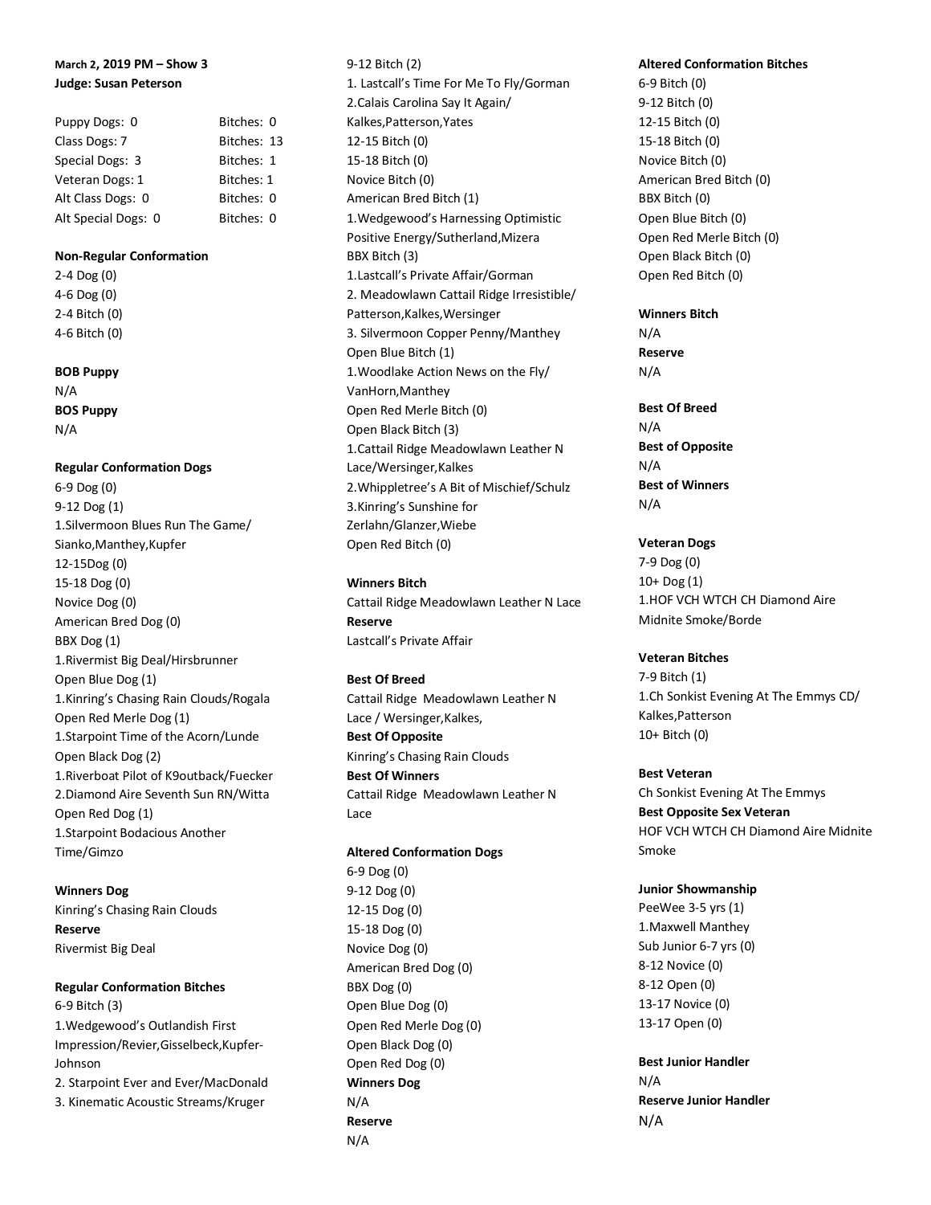**March 2, 2019 PM – Show 3**
**Judge: Susan Peterson**

| | |
|---|---|
| Puppy Dogs: 0 | Bitches: 0 |
| Class Dogs: 7 | Bitches: 13 |
| Special Dogs: 3 | Bitches: 1 |
| Veteran Dogs: 1 | Bitches: 1 |
| Alt Class Dogs: 0 | Bitches: 0 |
| Alt Special Dogs: 0 | Bitches: 0 |

**Non-Regular Conformation**
2-4 Dog (0)
4-6 Dog (0)
2-4 Bitch (0)
4-6 Bitch (0)

**BOB Puppy**
N/A
**BOS Puppy**
N/A

**Regular Conformation Dogs**
6-9 Dog (0)
9-12 Dog (1)
1.Silvermoon Blues Run The Game/ Sianko,Manthey,Kupfer
12-15Dog (0)
15-18 Dog (0)
Novice Dog (0)
American Bred Dog (0)
BBX Dog (1)
1.Rivermist Big Deal/Hirsbrunner
Open Blue Dog (1)
1.Kinring's Chasing Rain Clouds/Rogala
Open Red Merle Dog (1)
1.Starpoint Time of the Acorn/Lunde
Open Black Dog (2)
1.Riverboat Pilot of K9outback/Fuecker
2.Diamond Aire Seventh Sun RN/Witta
Open Red Dog (1)
1.Starpoint Bodacious Another Time/Gimzo

**Winners Dog**
Kinring's Chasing Rain Clouds
**Reserve**
Rivermist Big Deal

**Regular Conformation Bitches**
6-9 Bitch (3)
1.Wedgewood's Outlandish First Impression/Revier,Gisselbeck,Kupfer-Johnson
2. Starpoint Ever and Ever/MacDonald
3. Kinematic Acoustic Streams/Kruger
9-12 Bitch (2)
1. Lastcall's Time For Me To Fly/Gorman
2.Calais Carolina Say It Again/ Kalkes,Patterson,Yates
12-15 Bitch (0)
15-18 Bitch (0)
Novice Bitch (0)
American Bred Bitch (1)
1.Wedgewood's Harnessing Optimistic Positive Energy/Sutherland,Mizera
BBX Bitch (3)
1.Lastcall's Private Affair/Gorman
2. Meadowlawn Cattail Ridge Irresistible/ Patterson,Kalkes,Wersinger
3. Silvermoon Copper Penny/Manthey
Open Blue Bitch (1)
1.Woodlake Action News on the Fly/ VanHorn,Manthey
Open Red Merle Bitch (0)
Open Black Bitch (3)
1.Cattail Ridge Meadowlawn Leather N Lace/Wersinger,Kalkes
2.Whippletree's A Bit of Mischief/Schulz
3.Kinring's Sunshine for Zerlahn/Glanzer,Wiebe
Open Red Bitch (0)

**Winners Bitch**
Cattail Ridge Meadowlawn Leather N Lace
**Reserve**
Lastcall's Private Affair

**Best Of Breed**
Cattail Ridge Meadowlawn Leather N Lace / Wersinger,Kalkes,
**Best Of Opposite**
Kinring's Chasing Rain Clouds
**Best Of Winners**
Cattail Ridge Meadowlawn Leather N Lace

**Altered Conformation Dogs**
6-9 Dog (0)
9-12 Dog (0)
12-15 Dog (0)
15-18 Dog (0)
Novice Dog (0)
American Bred Dog (0)
BBX Dog (0)
Open Blue Dog (0)
Open Red Merle Dog (0)
Open Black Dog (0)
Open Red Dog (0)
**Winners Dog**
N/A
**Reserve**
N/A

**Altered Conformation Bitches**
6-9 Bitch (0)
9-12 Bitch (0)
12-15 Bitch (0)
15-18 Bitch (0)
Novice Bitch (0)
American Bred Bitch (0)
BBX Bitch (0)
Open Blue Bitch (0)
Open Red Merle Bitch (0)
Open Black Bitch (0)
Open Red Bitch (0)

**Winners Bitch**
N/A
**Reserve**
N/A

**Best Of Breed**
N/A
**Best of Opposite**
N/A
**Best of Winners**
N/A

**Veteran Dogs**
7-9 Dog (0)
10+ Dog (1)
1.HOF VCH WTCH CH Diamond Aire Midnite Smoke/Borde

**Veteran Bitches**
7-9 Bitch (1)
1.Ch Sonkist Evening At The Emmys CD/ Kalkes,Patterson
10+ Bitch (0)

**Best Veteran**
Ch Sonkist Evening At The Emmys
**Best Opposite Sex Veteran**
HOF VCH WTCH CH Diamond Aire Midnite Smoke

**Junior Showmanship**
PeeWee 3-5 yrs (1)
1.Maxwell Manthey
Sub Junior 6-7 yrs (0)
8-12 Novice (0)
8-12 Open (0)
13-17 Novice (0)
13-17 Open (0)

**Best Junior Handler**
N/A
**Reserve Junior Handler**
N/A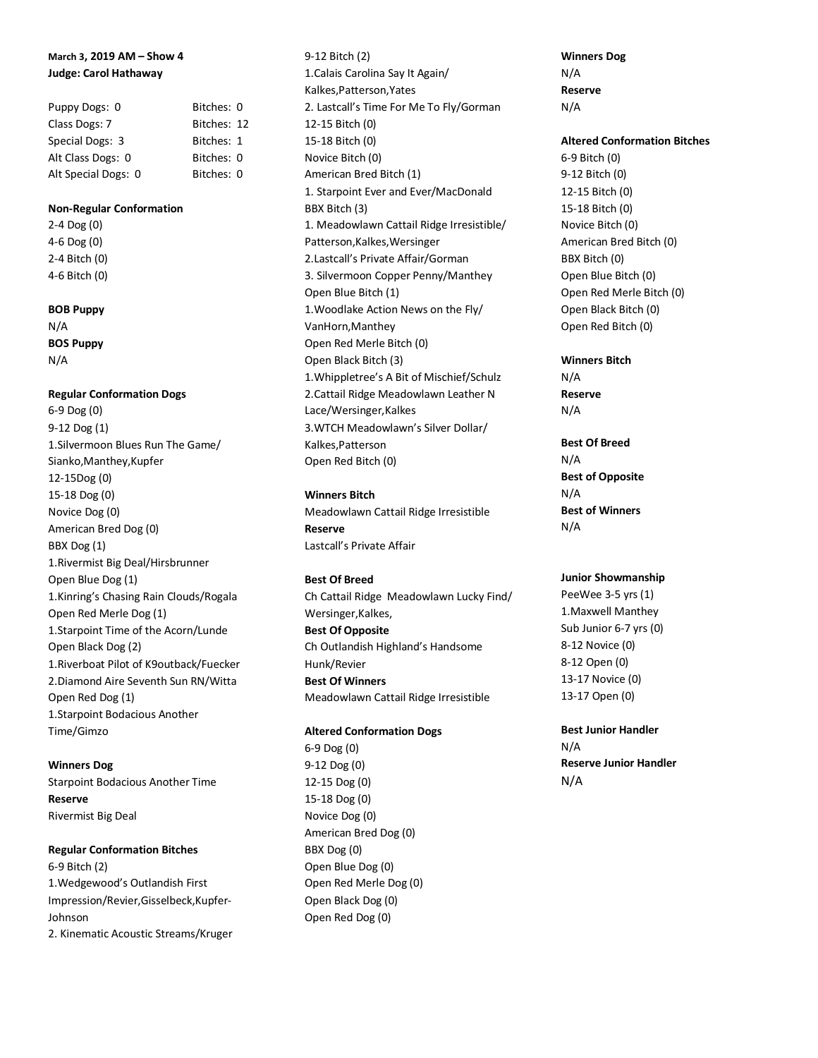**March 3, 2019 AM – Show 4**
**Judge: Carol Hathaway**

| | |
|---|---|
| Puppy Dogs: 0 | Bitches: 0 |
| Class Dogs: 7 | Bitches: 12 |
| Special Dogs: 3 | Bitches: 1 |
| Alt Class Dogs: 0 | Bitches: 0 |
| Alt Special Dogs: 0 | Bitches: 0 |

**Non-Regular Conformation**
2-4 Dog (0)
4-6 Dog (0)
2-4 Bitch (0)
4-6 Bitch (0)

**BOB Puppy**
N/A
**BOS Puppy**
N/A

**Regular Conformation Dogs**
6-9 Dog (0)
9-12 Dog (1)
1.Silvermoon Blues Run The Game/ Sianko,Manthey,Kupfer
12-15Dog (0)
15-18 Dog (0)
Novice Dog (0)
American Bred Dog (0)
BBX Dog (1)
1.Rivermist Big Deal/Hirsbrunner
Open Blue Dog (1)
1.Kinring's Chasing Rain Clouds/Rogala
Open Red Merle Dog (1)
1.Starpoint Time of the Acorn/Lunde
Open Black Dog (2)
1.Riverboat Pilot of K9outback/Fuecker
2.Diamond Aire Seventh Sun RN/Witta
Open Red Dog (1)
1.Starpoint Bodacious Another Time/Gimzo

**Winners Dog**
Starpoint Bodacious Another Time
**Reserve**
Rivermist Big Deal

**Regular Conformation Bitches**
6-9 Bitch (2)
1.Wedgewood's Outlandish First Impression/Revier,Gisselbeck,Kupfer-Johnson
2. Kinematic Acoustic Streams/Kruger
9-12 Bitch (2)
1.Calais Carolina Say It Again/ Kalkes,Patterson,Yates
2. Lastcall's Time For Me To Fly/Gorman
12-15 Bitch (0)
15-18 Bitch (0)
Novice Bitch (0)
American Bred Bitch (1)
1. Starpoint Ever and Ever/MacDonald
BBX Bitch (3)
1. Meadowlawn Cattail Ridge Irresistible/ Patterson,Kalkes,Wersinger
2.Lastcall's Private Affair/Gorman
3. Silvermoon Copper Penny/Manthey
Open Blue Bitch (1)
1.Woodlake Action News on the Fly/ VanHorn,Manthey
Open Red Merle Bitch (0)
Open Black Bitch (3)
1.Whippletree's A Bit of Mischief/Schulz
2.Cattail Ridge Meadowlawn Leather N Lace/Wersinger,Kalkes
3.WTCH Meadowlawn's Silver Dollar/ Kalkes,Patterson
Open Red Bitch (0)

**Winners Bitch**
Meadowlawn Cattail Ridge Irresistible
**Reserve**
Lastcall's Private Affair

**Best Of Breed**
Ch Cattail Ridge Meadowlawn Lucky Find/ Wersinger,Kalkes,
**Best Of Opposite**
Ch Outlandish Highland's Handsome Hunk/Revier
**Best Of Winners**
Meadowlawn Cattail Ridge Irresistible

**Altered Conformation Dogs**
6-9 Dog (0)
9-12 Dog (0)
12-15 Dog (0)
15-18 Dog (0)
Novice Dog (0)
American Bred Dog (0)
BBX Dog (0)
Open Blue Dog (0)
Open Red Merle Dog (0)
Open Black Dog (0)
Open Red Dog (0)

**Winners Dog**
N/A
**Reserve**
N/A

**Altered Conformation Bitches**
6-9 Bitch (0)
9-12 Bitch (0)
12-15 Bitch (0)
15-18 Bitch (0)
Novice Bitch (0)
American Bred Bitch (0)
BBX Bitch (0)
Open Blue Bitch (0)
Open Red Merle Bitch (0)
Open Black Bitch (0)
Open Red Bitch (0)

**Winners Bitch**
N/A
**Reserve**
N/A

**Best Of Breed**
N/A
**Best of Opposite**
N/A
**Best of Winners**
N/A

**Junior Showmanship**
PeeWee 3-5 yrs (1)
1.Maxwell Manthey
Sub Junior 6-7 yrs (0)
8-12 Novice (0)
8-12 Open (0)
13-17 Novice (0)
13-17 Open (0)

**Best Junior Handler**
N/A
**Reserve Junior Handler**
N/A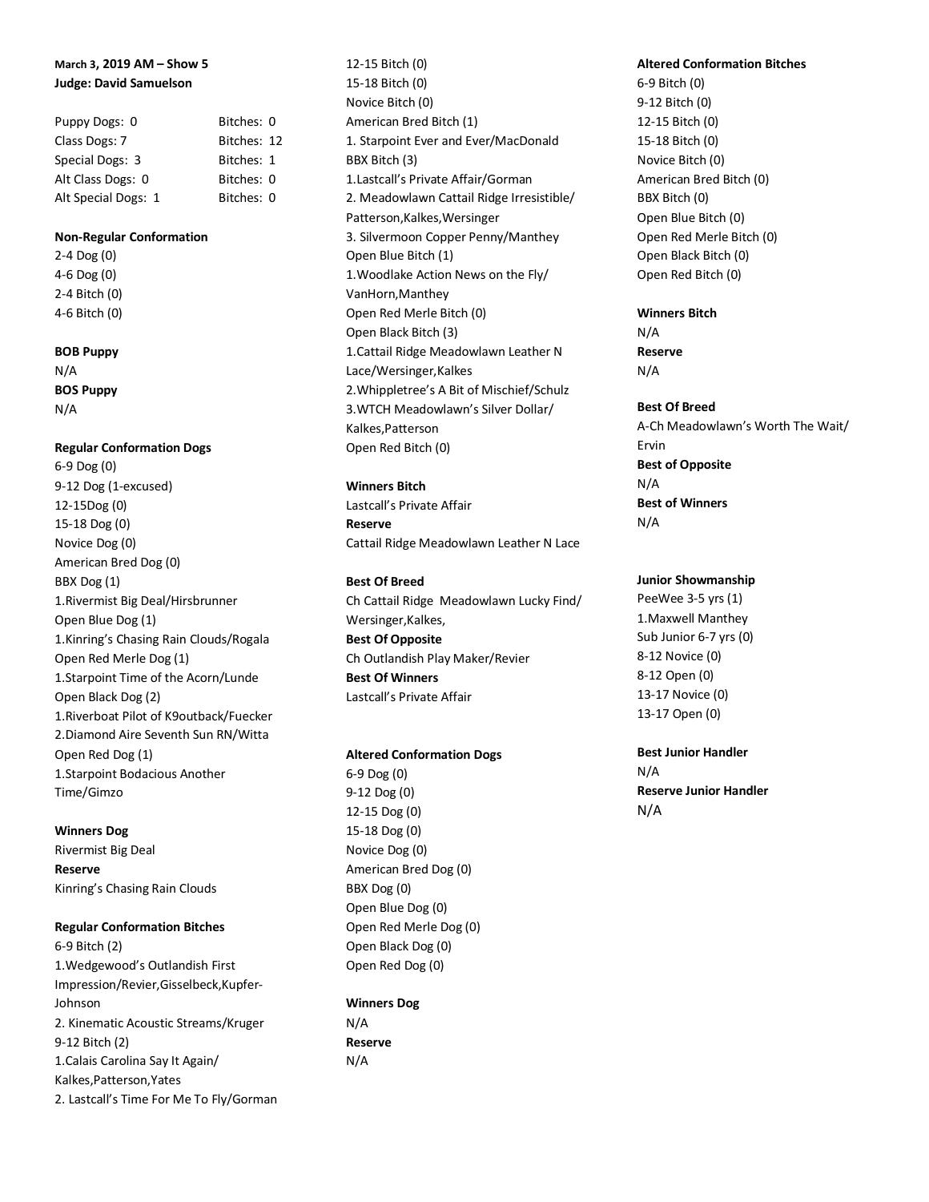**March 3, 2019 AM – Show 5**
**Judge: David Samuelson**

| | |
|---|---|
| Puppy Dogs: 0 | Bitches: 0 |
| Class Dogs: 7 | Bitches: 12 |
| Special Dogs: 3 | Bitches: 1 |
| Alt Class Dogs: 0 | Bitches: 0 |
| Alt Special Dogs: 1 | Bitches: 0 |

**Non-Regular Conformation**
2-4 Dog (0)
4-6 Dog (0)
2-4 Bitch (0)
4-6 Bitch (0)

**BOB Puppy**
N/A
**BOS Puppy**
N/A

**Regular Conformation Dogs**
6-9 Dog (0)
9-12 Dog (1-excused)
12-15Dog (0)
15-18 Dog (0)
Novice Dog (0)
American Bred Dog (0)
BBX Dog (1)
1.Rivermist Big Deal/Hirsbrunner
Open Blue Dog (1)
1.Kinring's Chasing Rain Clouds/Rogala
Open Red Merle Dog (1)
1.Starpoint Time of the Acorn/Lunde
Open Black Dog (2)
1.Riverboat Pilot of K9outback/Fuecker
2.Diamond Aire Seventh Sun RN/Witta
Open Red Dog (1)
1.Starpoint Bodacious Another Time/Gimzo

**Winners Dog**
Rivermist Big Deal
**Reserve**
Kinring's Chasing Rain Clouds

**Regular Conformation Bitches**
6-9 Bitch (2)
1.Wedgewood's Outlandish First Impression/Revier,Gisselbeck,Kupfer-Johnson
2. Kinematic Acoustic Streams/Kruger
9-12 Bitch (2)
1.Calais Carolina Say It Again/ Kalkes,Patterson,Yates
2. Lastcall's Time For Me To Fly/Gorman
12-15 Bitch (0)
15-18 Bitch (0)
Novice Bitch (0)
American Bred Bitch (1)
1. Starpoint Ever and Ever/MacDonald
BBX Bitch (3)
1.Lastcall's Private Affair/Gorman
2. Meadowlawn Cattail Ridge Irresistible/ Patterson,Kalkes,Wersinger
3. Silvermoon Copper Penny/Manthey
Open Blue Bitch (1)
1.Woodlake Action News on the Fly/ VanHorn,Manthey
Open Red Merle Bitch (0)
Open Black Bitch (3)
1.Cattail Ridge Meadowlawn Leather N Lace/Wersinger,Kalkes
2.Whippletree's A Bit of Mischief/Schulz
3.WTCH Meadowlawn's Silver Dollar/ Kalkes,Patterson
Open Red Bitch (0)

**Winners Bitch**
Lastcall's Private Affair
**Reserve**
Cattail Ridge Meadowlawn Leather N Lace

**Best Of Breed**
Ch Cattail Ridge Meadowlawn Lucky Find/ Wersinger,Kalkes,
**Best Of Opposite**
Ch Outlandish Play Maker/Revier
**Best Of Winners**
Lastcall's Private Affair

**Altered Conformation Dogs**
6-9 Dog (0)
9-12 Dog (0)
12-15 Dog (0)
15-18 Dog (0)
Novice Dog (0)
American Bred Dog (0)
BBX Dog (0)
Open Blue Dog (0)
Open Red Merle Dog (0)
Open Black Dog (0)
Open Red Dog (0)

**Winners Dog**
N/A
**Reserve**
N/A

**Altered Conformation Bitches**
6-9 Bitch (0)
9-12 Bitch (0)
12-15 Bitch (0)
15-18 Bitch (0)
Novice Bitch (0)
American Bred Bitch (0)
BBX Bitch (0)
Open Blue Bitch (0)
Open Red Merle Bitch (0)
Open Black Bitch (0)
Open Red Bitch (0)

**Winners Bitch**
N/A
**Reserve**
N/A

**Best Of Breed**
A-Ch Meadowlawn's Worth The Wait/ Ervin
**Best of Opposite**
N/A
**Best of Winners**
N/A

**Junior Showmanship**
PeeWee 3-5 yrs (1)
1.Maxwell Manthey
Sub Junior 6-7 yrs (0)
8-12 Novice (0)
8-12 Open (0)
13-17 Novice (0)
13-17 Open (0)

**Best Junior Handler**
N/A
**Reserve Junior Handler**
N/A